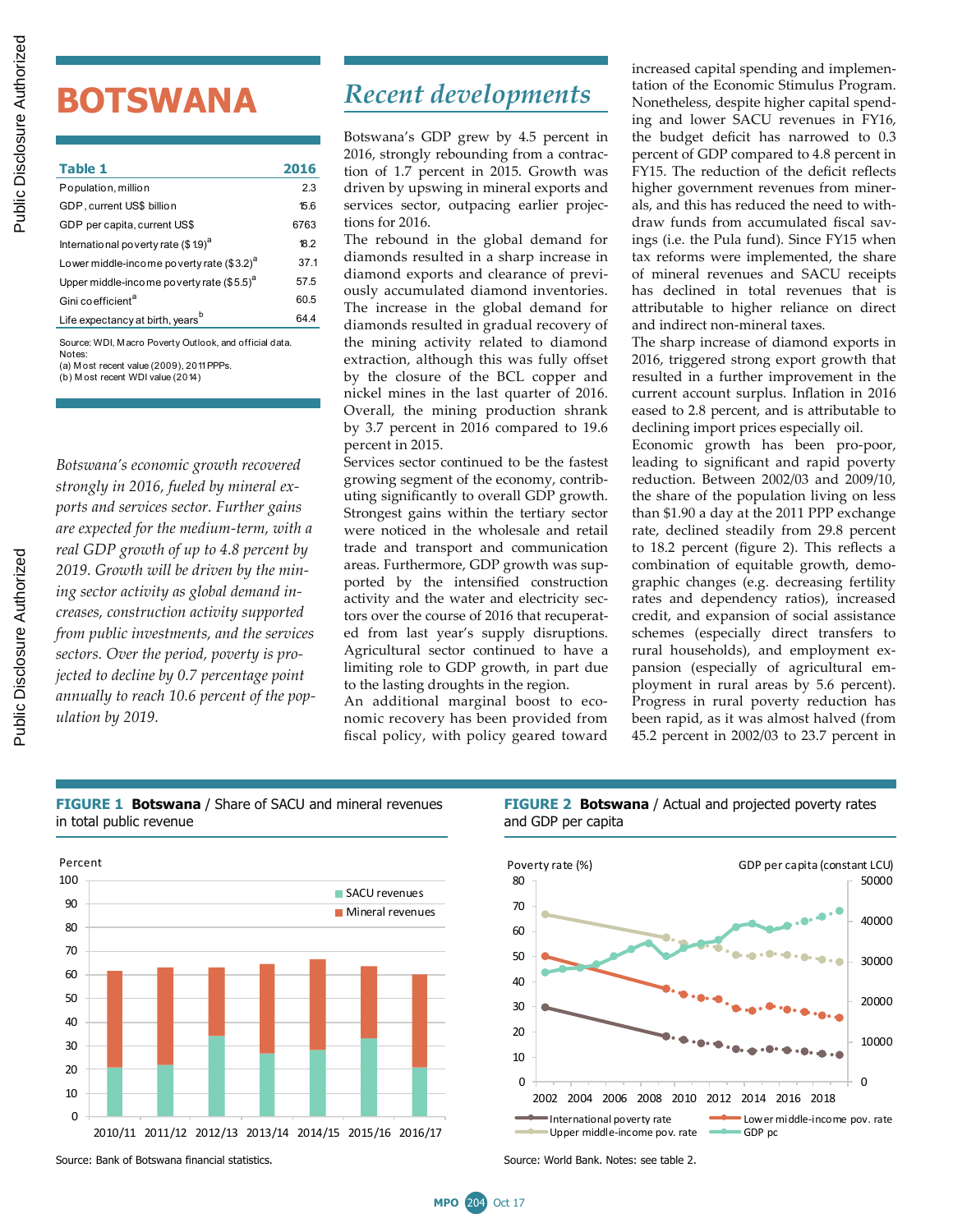# BOTSWANA

| Table 1 | 2016 |
|---|---|
| Population, million | 2.3 |
| GDP, current US$ billion | 15.6 |
| GDP per capita, current US$ | 6763 |
| International poverty rate ($1.9)[a] | 18.2 |
| Lower middle-income poverty rate ($3.2)[a] | 37.1 |
| Upper middle-income poverty rate ($5.5)[a] | 57.5 |
| Gini coefficient[a] | 60.5 |
| Life expectancy at birth, years[b] | 64.4 |

Source: WDI, Macro Poverty Outlook, and official data.
Notes:
(a) Most recent value (2009), 2011 PPPs.
(b) Most recent WDI value (2014)

*Botswana's economic growth recovered strongly in 2016, fueled by mineral exports and services sector. Further gains are expected for the medium-term, with a real GDP growth of up to 4.8 percent by 2019. Growth will be driven by the mining sector activity as global demand increases, construction activity supported from public investments, and the services sectors. Over the period, poverty is projected to decline by 0.7 percentage point annually to reach 10.6 percent of the population by 2019.*

## Recent developments

Botswana's GDP grew by 4.5 percent in 2016, strongly rebounding from a contraction of 1.7 percent in 2015. Growth was driven by upswing in mineral exports and services sector, outpacing earlier projections for 2016.

The rebound in the global demand for diamonds resulted in a sharp increase in diamond exports and clearance of previously accumulated diamond inventories. The increase in the global demand for diamonds resulted in gradual recovery of the mining activity related to diamond extraction, although this was fully offset by the closure of the BCL copper and nickel mines in the last quarter of 2016. Overall, the mining production shrank by 3.7 percent in 2016 compared to 19.6 percent in 2015.

Services sector continued to be the fastest growing segment of the economy, contributing significantly to overall GDP growth. Strongest gains within the tertiary sector were noticed in the wholesale and retail trade and transport and communication areas. Furthermore, GDP growth was supported by the intensified construction activity and the water and electricity sectors over the course of 2016 that recuperated from last year's supply disruptions. Agricultural sector continued to have a limiting role to GDP growth, in part due to the lasting droughts in the region.

An additional marginal boost to economic recovery has been provided from fiscal policy, with policy geared toward increased capital spending and implementation of the Economic Stimulus Program. Nonetheless, despite higher capital spending and lower SACU revenues in FY16, the budget deficit has narrowed to 0.3 percent of GDP compared to 4.8 percent in FY15. The reduction of the deficit reflects higher government revenues from minerals, and this has reduced the need to withdraw funds from accumulated fiscal savings (i.e. the Pula fund). Since FY15 when tax reforms were implemented, the share of mineral revenues and SACU receipts has declined in total revenues that is attributable to higher reliance on direct and indirect non-mineral taxes.

The sharp increase of diamond exports in 2016, triggered strong export growth that resulted in a further improvement in the current account surplus. Inflation in 2016 eased to 2.8 percent, and is attributable to declining import prices especially oil.

Economic growth has been pro-poor, leading to significant and rapid poverty reduction. Between 2002/03 and 2009/10, the share of the population living on less than $1.90 a day at the 2011 PPP exchange rate, declined steadily from 29.8 percent to 18.2 percent (figure 2). This reflects a combination of equitable growth, demographic changes (e.g. decreasing fertility rates and dependency ratios), increased credit, and expansion of social assistance schemes (especially direct transfers to rural households), and employment expansion (especially of agricultural employment in rural areas by 5.6 percent). Progress in rural poverty reduction has been rapid, as it was almost halved (from 45.2 percent in 2002/03 to 23.7 percent in

**FIGURE 1 Botswana** / Share of SACU and mineral revenues in total public revenue

Source: Bank of Botswana financial statistics.

**FIGURE 2 Botswana** / Actual and projected poverty rates and GDP per capita

Source: World Bank. Notes: see table 2.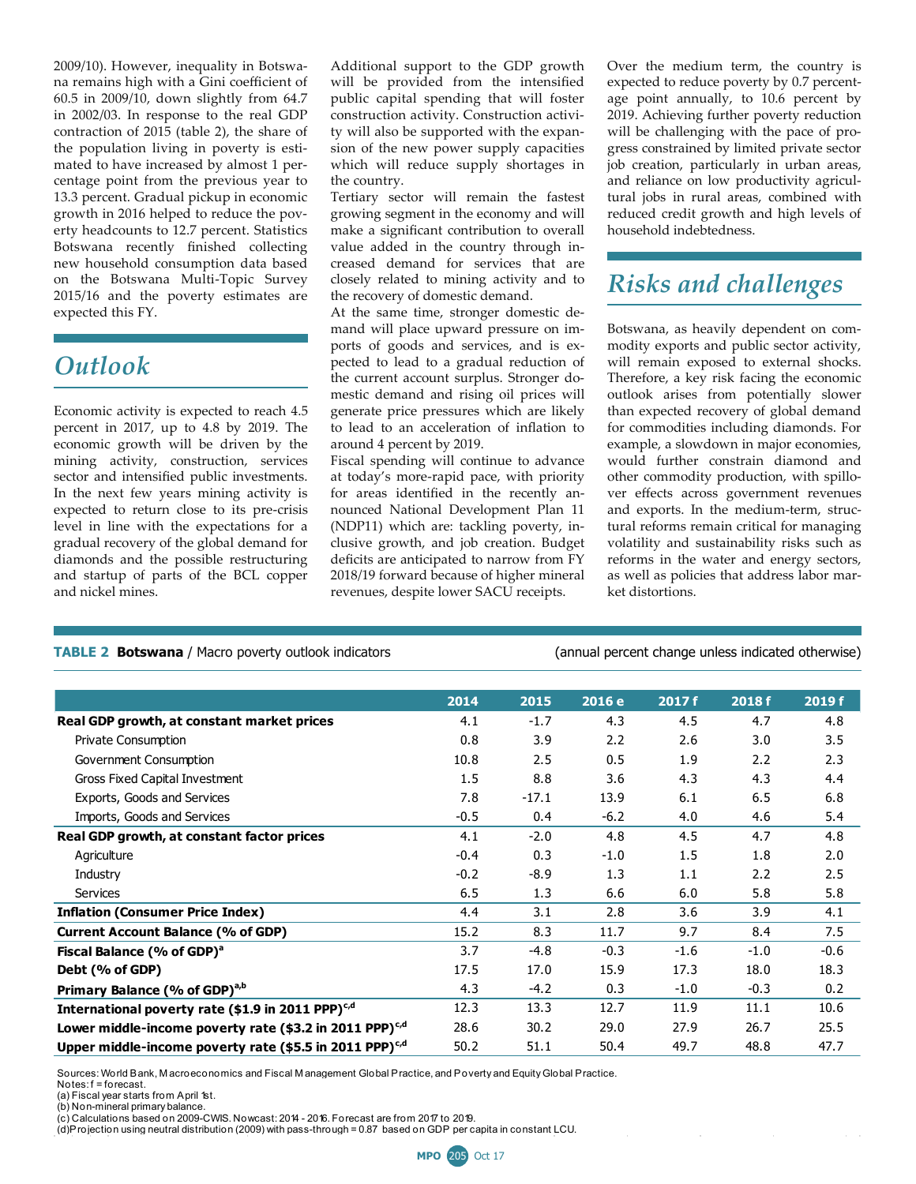2009/10). However, inequality in Botswana remains high with a Gini coefficient of 60.5 in 2009/10, down slightly from 64.7 in 2002/03. In response to the real GDP contraction of 2015 (table 2), the share of the population living in poverty is estimated to have increased by almost 1 percentage point from the previous year to 13.3 percent. Gradual pickup in economic growth in 2016 helped to reduce the poverty headcounts to 12.7 percent. Statistics Botswana recently finished collecting new household consumption data based on the Botswana Multi-Topic Survey 2015/16 and the poverty estimates are expected this FY.

## *Outlook*

Economic activity is expected to reach 4.5 percent in 2017, up to 4.8 by 2019. The economic growth will be driven by the mining activity, construction, services sector and intensified public investments. In the next few years mining activity is expected to return close to its pre-crisis level in line with the expectations for a gradual recovery of the global demand for diamonds and the possible restructuring and startup of parts of the BCL copper and nickel mines.

Additional support to the GDP growth will be provided from the intensified public capital spending that will foster construction activity. Construction activity will also be supported with the expansion of the new power supply capacities which will reduce supply shortages in the country.

Tertiary sector will remain the fastest growing segment in the economy and will make a significant contribution to overall value added in the country through increased demand for services that are closely related to mining activity and to the recovery of domestic demand.

At the same time, stronger domestic demand will place upward pressure on imports of goods and services, and is expected to lead to a gradual reduction of the current account surplus. Stronger domestic demand and rising oil prices will generate price pressures which are likely to lead to an acceleration of inflation to around 4 percent by 2019.

Fiscal spending will continue to advance at today's more-rapid pace, with priority for areas identified in the recently announced National Development Plan 11 (NDP11) which are: tackling poverty, inclusive growth, and job creation. Budget deficits are anticipated to narrow from FY 2018/19 forward because of higher mineral revenues, despite lower SACU receipts.

Over the medium term, the country is expected to reduce poverty by 0.7 percentage point annually, to 10.6 percent by 2019. Achieving further poverty reduction will be challenging with the pace of progress constrained by limited private sector job creation, particularly in urban areas, and reliance on low productivity agricultural jobs in rural areas, combined with reduced credit growth and high levels of household indebtedness.

## *Risks and challenges*

Botswana, as heavily dependent on commodity exports and public sector activity, will remain exposed to external shocks. Therefore, a key risk facing the economic outlook arises from potentially slower than expected recovery of global demand for commodities including diamonds. For example, a slowdown in major economies, would further constrain diamond and other commodity production, with spillover effects across government revenues and exports. In the medium-term, structural reforms remain critical for managing volatility and sustainability risks such as reforms in the water and energy sectors, as well as policies that address labor market distortions.

**TABLE 2 Botswana** / Macro poverty outlook indicators (annual percent change unless indicated otherwise)

| | 2014 | 2015 | 2016 e | 2017 f | 2018 f | 2019 f |
|---|---|---|---|---|---|---|
| **Real GDP growth, at constant market prices** | 4.1 | -1.7 | 4.3 | 4.5 | 4.7 | 4.8 |
| Private Consumption | 0.8 | 3.9 | 2.2 | 2.6 | 3.0 | 3.5 |
| Government Consumption | 10.8 | 2.5 | 0.5 | 1.9 | 2.2 | 2.3 |
| Gross Fixed Capital Investment | 1.5 | 8.8 | 3.6 | 4.3 | 4.3 | 4.4 |
| Exports, Goods and Services | 7.8 | -17.1 | 13.9 | 6.1 | 6.5 | 6.8 |
| Imports, Goods and Services | -0.5 | 0.4 | -6.2 | 4.0 | 4.6 | 5.4 |
| **Real GDP growth, at constant factor prices** | 4.1 | -2.0 | 4.8 | 4.5 | 4.7 | 4.8 |
| Agriculture | -0.4 | 0.3 | -1.0 | 1.5 | 1.8 | 2.0 |
| Industry | -0.2 | -8.9 | 1.3 | 1.1 | 2.2 | 2.5 |
| Services | 6.5 | 1.3 | 6.6 | 6.0 | 5.8 | 5.8 |
| **Inflation (Consumer Price Index)** | 4.4 | 3.1 | 2.8 | 3.6 | 3.9 | 4.1 |
| **Current Account Balance (% of GDP)** | 15.2 | 8.3 | 11.7 | 9.7 | 8.4 | 7.5 |
| **Fiscal Balance (% of GDP)**[a] | 3.7 | -4.8 | -0.3 | -1.6 | -1.0 | -0.6 |
| **Debt (% of GDP)** | 17.5 | 17.0 | 15.9 | 17.3 | 18.0 | 18.3 |
| **Primary Balance (% of GDP)**[a,b] | 4.3 | -4.2 | 0.3 | -1.0 | -0.3 | 0.2 |
| **International poverty rate ($1.9 in 2011 PPP)**[c,d] | 12.3 | 13.3 | 12.7 | 11.9 | 11.1 | 10.6 |
| **Lower middle-income poverty rate ($3.2 in 2011 PPP)**[c,d] | 28.6 | 30.2 | 29.0 | 27.9 | 26.7 | 25.5 |
| **Upper middle-income poverty rate ($5.5 in 2011 PPP)**[c,d] | 50.2 | 51.1 | 50.4 | 49.7 | 48.8 | 47.7 |

Sources: World Bank, Macroeconomics and Fiscal Management Global Practice, and Poverty and Equity Global Practice.
Notes: f = forecast.
(a) Fiscal year starts from April 1st.
(b) Non-mineral primary balance.
(c) Calculations based on 2009-CWIS. Nowcast: 2014 - 2016. Forecast are from 2017 to 2019.
(d) Projection using neutral distribution (2009) with pass-through = 0.87 based on GDP per capita in constant LCU.